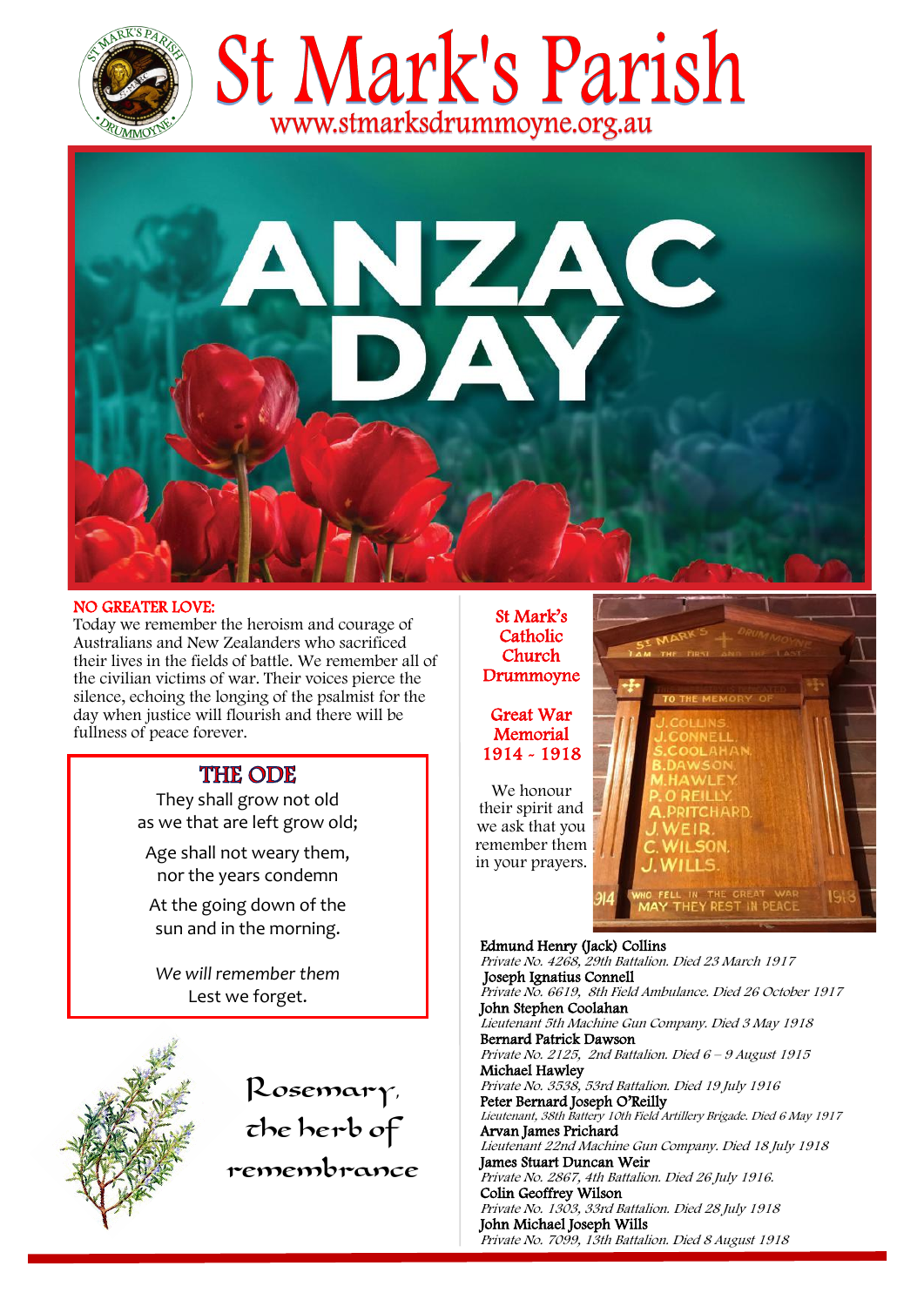# St Mark's Parish

www.stmarksdrummoyne.org.au

# ANZAC DAY

**NO GREATER LOVE:**
Today we remember the heroism and courage of Australians and New Zealanders who sacrificed their lives in the fields of battle. We remember all of the civilian victims of war. Their voices pierce the silence, echoing the longing of the psalmist for the day when justice will flourish and there will be fullness of peace forever.

## THE ODE

They shall grow not old
as we that are left grow old;

Age shall not weary them,
nor the years condemn

At the going down of the
sun and in the morning.

*We will remember them*
Lest we forget.

Rosemary, the herb of remembrance

## St Mark's Catholic Church Drummoyne

## Great War Memorial 1914 - 1918

We honour their spirit and we ask that you remember them in your prayers.

**Edmund Henry (Jack) Collins**
*Private No. 4268, 29th Battalion. Died 23 March 1917*

**Joseph Ignatius Connell**
*Private No. 6619, 8th Field Ambulance. Died 26 October 1917*

**John Stephen Coolahan**
*Lieutenant 5th Machine Gun Company. Died 3 May 1918*

**Bernard Patrick Dawson**
*Private No. 2125, 2nd Battalion. Died 6 – 9 August 1915*

**Michael Hawley**
*Private No. 3538, 53rd Battalion. Died 19 July 1916*

**Peter Bernard Joseph O'Reilly**
*Lieutenant, 38th Battery 10th Field Artillery Brigade. Died 6 May 1917*

**Arvan James Prichard**
*Lieutenant 22nd Machine Gun Company. Died 18 July 1918*

**James Stuart Duncan Weir**
*Private No. 2867, 4th Battalion. Died 26 July 1916.*

**Colin Geoffrey Wilson**
*Private No. 1303, 33rd Battalion. Died 28 July 1918*

**John Michael Joseph Wills**
*Private No. 7099, 13th Battalion. Died 8 August 1918*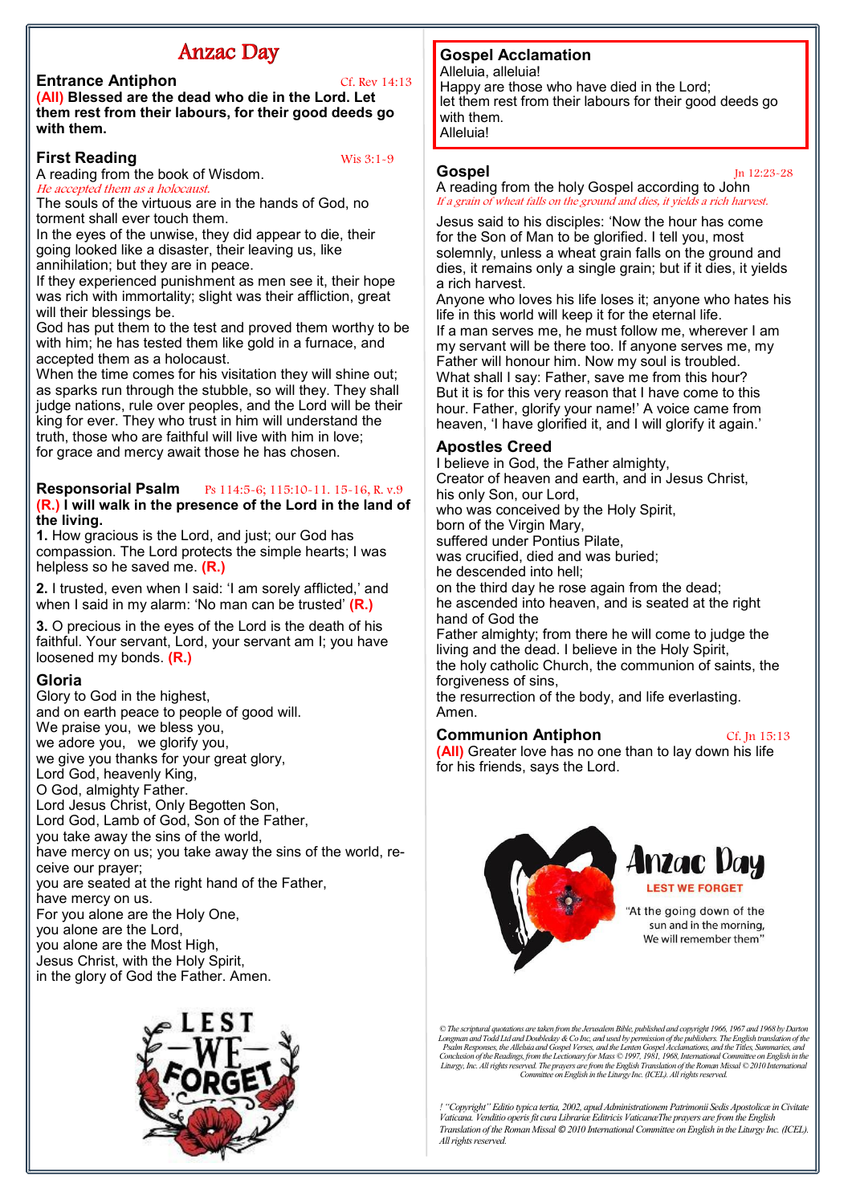# Anzac Day

## Entrance Antiphon

Cf. Rev 14:13

**(All) Blessed are the dead who die in the Lord. Let them rest from their labours, for their good deeds go with them.**

## First Reading

Wis 3:1-9

A reading from the book of Wisdom.

*He accepted them as a holocaust.*

The souls of the virtuous are in the hands of God, no torment shall ever touch them.

In the eyes of the unwise, they did appear to die, their going looked like a disaster, their leaving us, like annihilation; but they are in peace.

If they experienced punishment as men see it, their hope was rich with immortality; slight was their affliction, great will their blessings be.

God has put them to the test and proved them worthy to be with him; he has tested them like gold in a furnace, and accepted them as a holocaust.

When the time comes for his visitation they will shine out; as sparks run through the stubble, so will they. They shall judge nations, rule over peoples, and the Lord will be their king for ever. They who trust in him will understand the truth, those who are faithful will live with him in love; for grace and mercy await those he has chosen.

## Responsorial Psalm

Ps 114:5-6; 115:10-11. 15-16, R. v.9

**(R.) I will walk in the presence of the Lord in the land of the living.**

**1.** How gracious is the Lord, and just; our God has compassion. The Lord protects the simple hearts; I was helpless so he saved me. **(R.)**

**2.** I trusted, even when I said: 'I am sorely afflicted,' and when I said in my alarm: 'No man can be trusted' **(R.)**

**3.** O precious in the eyes of the Lord is the death of his faithful. Your servant, Lord, your servant am I; you have loosened my bonds. **(R.)**

## Gloria

Glory to God in the highest,
and on earth peace to people of good will.
We praise you, we bless you,
we adore you, we glorify you,
we give you thanks for your great glory,
Lord God, heavenly King,
O God, almighty Father.
Lord Jesus Christ, Only Begotten Son,
Lord God, Lamb of God, Son of the Father,
you take away the sins of the world,
have mercy on us; you take away the sins of the world, receive our prayer;
you are seated at the right hand of the Father,
have mercy on us.
For you alone are the Holy One,
you alone are the Lord,
you alone are the Most High,
Jesus Christ, with the Holy Spirit,
in the glory of God the Father. Amen.

## Gospel Acclamation

Alleluia, alleluia!
Happy are those who have died in the Lord;
let them rest from their labours for their good deeds go with them.
Alleluia!

## Gospel

Jn 12:23-28

A reading from the holy Gospel according to John

*If a grain of wheat falls on the ground and dies, it yields a rich harvest.*

Jesus said to his disciples: 'Now the hour has come for the Son of Man to be glorified. I tell you, most solemnly, unless a wheat grain falls on the ground and dies, it remains only a single grain; but if it dies, it yields a rich harvest.

Anyone who loves his life loses it; anyone who hates his life in this world will keep it for the eternal life.

If a man serves me, he must follow me, wherever I am my servant will be there too. If anyone serves me, my Father will honour him. Now my soul is troubled.

What shall I say: Father, save me from this hour?

But it is for this very reason that I have come to this hour. Father, glorify your name!' A voice came from heaven, 'I have glorified it, and I will glorify it again.'

## Apostles Creed

I believe in God, the Father almighty,
Creator of heaven and earth, and in Jesus Christ,
his only Son, our Lord,
who was conceived by the Holy Spirit,
born of the Virgin Mary,
suffered under Pontius Pilate,
was crucified, died and was buried;
he descended into hell;
on the third day he rose again from the dead;
he ascended into heaven, and is seated at the right hand of God the
Father almighty; from there he will come to judge the living and the dead. I believe in the Holy Spirit,
the holy catholic Church, the communion of saints, the forgiveness of sins,
the resurrection of the body, and life everlasting.
Amen.

## Communion Antiphon

Cf. Jn 15:13

**(All)** Greater love has no one than to lay down his life for his friends, says the Lord.

Anzac Day

LEST WE FORGET

"At the going down of the sun and in the morning, We will remember them"

LEST WE FORGET

*© The scriptural quotations are taken from the Jerusalem Bible, published and copyright 1966, 1967 and 1968 by Darton Longman and Todd Ltd and Doubleday & Co Inc, and used by permission of the publishers. The English translation of the Psalm Responses, the Alleluia and Gospel Verses, and the Lenten Gospel Acclamations, and the Titles, Summaries, and Conclusion of the Readings, from the Lectionary for Mass © 1997, 1981, 1968, International Committee on English in the Liturgy, Inc. All rights reserved. The prayers are from the English Translation of the Roman Missal © 2010 International Committee on English in the Liturgy Inc. (ICEL). All rights reserved.*

*! "Copyright" Editio typica tertia, 2002, apud Administrationem Patrimonii Sedis Apostolicæ in Civitate Vaticana. Venditio operis fit cura Libreriæ Editricis VaticanæThe prayers are from the English Translation of the Roman Missal © 2010 International Committee on English in the Liturgy Inc. (ICEL). All rights reserved.*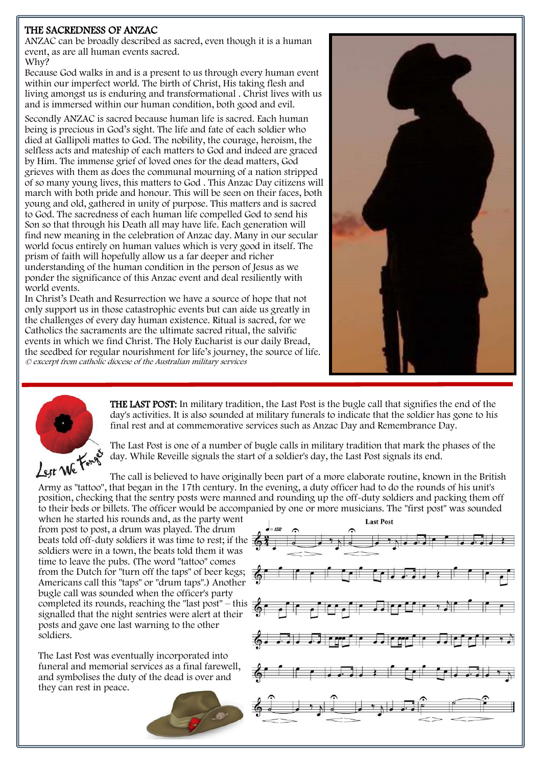## THE SACREDNESS OF ANZAC

ANZAC can be broadly described as sacred, even though it is a human event, as are all human events sacred.
Why?
Because God walks in and is a present to us through every human event within our imperfect world. The birth of Christ, His taking flesh and living amongst us is enduring and transformational . Christ lives with us and is immersed within our human condition, both good and evil.

Secondly ANZAC is sacred because human life is sacred. Each human being is precious in God's sight. The life and fate of each soldier who died at Gallipoli mattes to God. The nobility, the courage, heroism, the selfless acts and mateship of each matters to God and indeed are graced by Him. The immense grief of loved ones for the dead matters, God grieves with them as does the communal mourning of a nation stripped of so many young lives, this matters to God . This Anzac Day citizens will march with both pride and honour. This will be seen on their faces, both young and old, gathered in unity of purpose. This matters and is sacred to God. The sacredness of each human life compelled God to send his Son so that through his Death all may have life. Each generation will find new meaning in the celebration of Anzac day. Many in our secular world focus entirely on human values which is very good in itself. The prism of faith will hopefully allow us a far deeper and richer understanding of the human condition in the person of Jesus as we ponder the significance of this Anzac event and deal resiliently with world events.
In Christ's Death and Resurrection we have a source of hope that not only support us in those catastrophic events but can aide us greatly in the challenges of every day human existence. Ritual is sacred, for we Catholics the sacraments are the ultimate sacred ritual, the salvific events in which we find Christ. The Holy Eucharist is our daily Bread, the seedbed for regular nourishment for life's journey, the source of life.
*© excerpt from catholic diocese of the Australian military services*

Lest We Forget

**THE LAST POST:** In military tradition, the Last Post is the bugle call that signifies the end of the day's activities. It is also sounded at military funerals to indicate that the soldier has gone to his final rest and at commemorative services such as Anzac Day and Remembrance Day.

The Last Post is one of a number of bugle calls in military tradition that mark the phases of the day. While Reveille signals the start of a soldier's day, the Last Post signals its end.

The call is believed to have originally been part of a more elaborate routine, known in the British Army as "tattoo", that began in the 17th century. In the evening, a duty officer had to do the rounds of his unit's position, checking that the sentry posts were manned and rounding up the off-duty soldiers and packing them off to their beds or billets. The officer would be accompanied by one or more musicians. The "first post" was sounded when he started his rounds and, as the party went from post to post, a drum was played. The drum beats told off-duty soldiers it was time to rest; if the soldiers were in a town, the beats told them it was time to leave the pubs. (The word "tattoo" comes from the Dutch for "turn off the taps" of beer kegs; Americans call this "taps" or "drum taps".) Another bugle call was sounded when the officer's party completed its rounds, reaching the "last post" – this signalled that the night sentries were alert at their posts and gave one last warning to the other soldiers.

The Last Post was eventually incorporated into funeral and memorial services as a final farewell, and symbolises the duty of the dead is over and they can rest in peace.

Last Post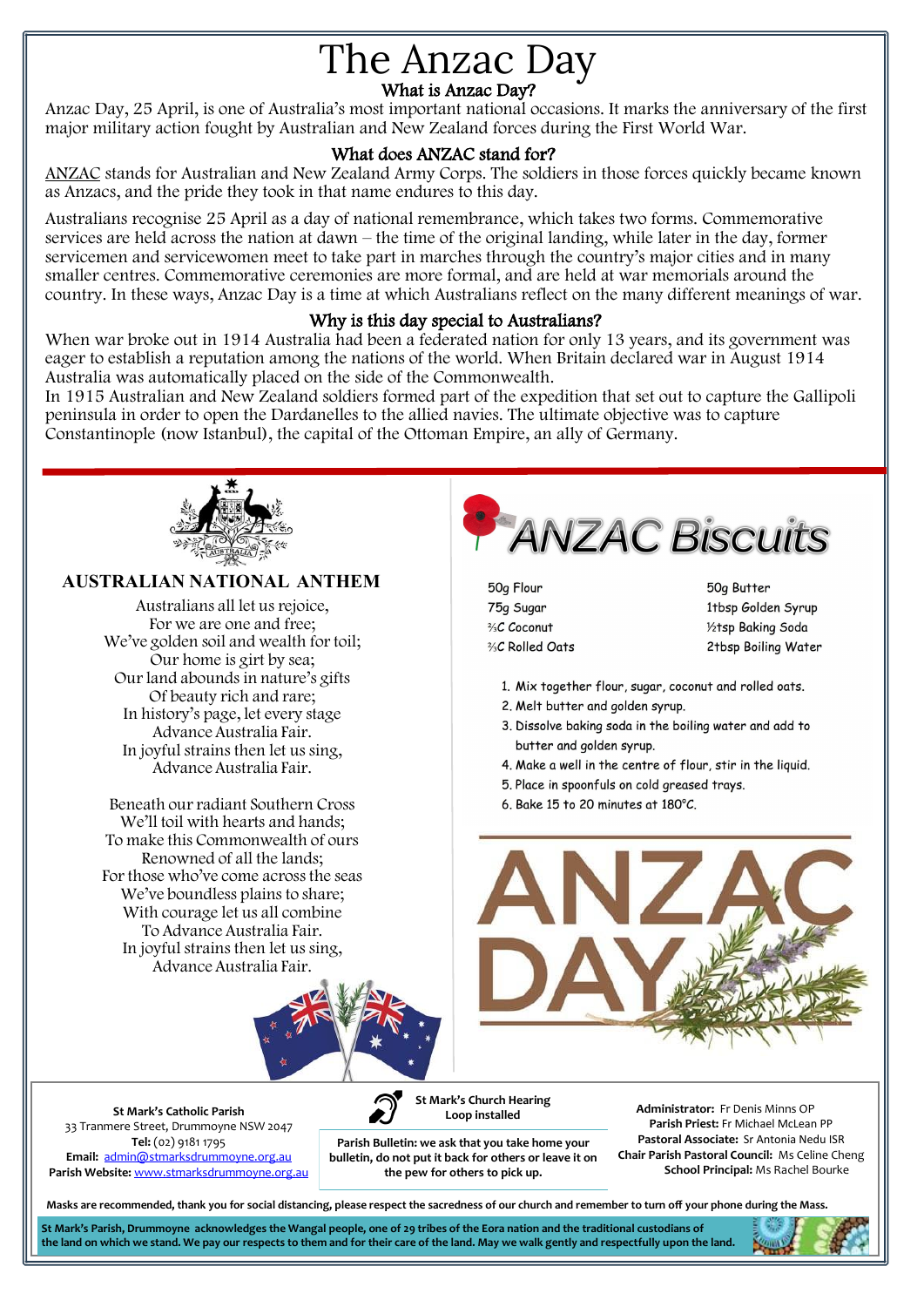# The Anzac Day

## What is Anzac Day?

Anzac Day, 25 April, is one of Australia's most important national occasions. It marks the anniversary of the first major military action fought by Australian and New Zealand forces during the First World War.

## What does ANZAC stand for?

ANZAC stands for Australian and New Zealand Army Corps. The soldiers in those forces quickly became known as Anzacs, and the pride they took in that name endures to this day.

Australians recognise 25 April as a day of national remembrance, which takes two forms. Commemorative services are held across the nation at dawn – the time of the original landing, while later in the day, former servicemen and servicewomen meet to take part in marches through the country's major cities and in many smaller centres. Commemorative ceremonies are more formal, and are held at war memorials around the country. In these ways, Anzac Day is a time at which Australians reflect on the many different meanings of war.

## Why is this day special to Australians?

When war broke out in 1914 Australia had been a federated nation for only 13 years, and its government was eager to establish a reputation among the nations of the world. When Britain declared war in August 1914 Australia was automatically placed on the side of the Commonwealth.

In 1915 Australian and New Zealand soldiers formed part of the expedition that set out to capture the Gallipoli peninsula in order to open the Dardanelles to the allied navies. The ultimate objective was to capture Constantinople (now Istanbul), the capital of the Ottoman Empire, an ally of Germany.

## AUSTRALIAN NATIONAL ANTHEM

Australians all let us rejoice,
For we are one and free;
We've golden soil and wealth for toil;
Our home is girt by sea;
Our land abounds in nature's gifts
Of beauty rich and rare;
In history's page, let every stage
Advance Australia Fair.
In joyful strains then let us sing,
Advance Australia Fair.

Beneath our radiant Southern Cross
We'll toil with hearts and hands;
To make this Commonwealth of ours
Renowned of all the lands;
For those who've come across the seas
We've boundless plains to share;
With courage let us all combine
To Advance Australia Fair.
In joyful strains then let us sing,
Advance Australia Fair.

## ANZAC Biscuits

- 50g Flour
- 75g Sugar
- ⅔C Coconut
- ⅔C Rolled Oats
- 50g Butter
- 1tbsp Golden Syrup
- ½tsp Baking Soda
- 2tbsp Boiling Water

1. Mix together flour, sugar, coconut and rolled oats.
2. Melt butter and golden syrup.
3. Dissolve baking soda in the boiling water and add to butter and golden syrup.
4. Make a well in the centre of flour, stir in the liquid.
5. Place in spoonfuls on cold greased trays.
6. Bake 15 to 20 minutes at 180°C.

ANZAC DAY

---

**St Mark's Catholic Parish**
33 Tranmere Street, Drummoyne NSW 2047
**Tel:** (02) 9181 1795
**Email:** admin@stmarksdrummoyne.org.au
**Parish Website:** www.stmarksdrummoyne.org.au

**St Mark's Church Hearing Loop installed**

**Parish Bulletin: we ask that you take home your bulletin, do not put it back for others or leave it on the pew for others to pick up.**

**Administrator:** Fr Denis Minns OP
**Parish Priest:** Fr Michael McLean PP
**Pastoral Associate:** Sr Antonia Nedu ISR
**Chair Parish Pastoral Council:** Ms Celine Cheng
**School Principal:** Ms Rachel Bourke

**Masks are recommended, thank you for social distancing, please respect the sacredness of our church and remember to turn off your phone during the Mass.**

**St Mark's Parish, Drummoyne acknowledges the Wangal people, one of 29 tribes of the Eora nation and the traditional custodians of the land on which we stand. We pay our respects to them and for their care of the land. May we walk gently and respectfully upon the land.**